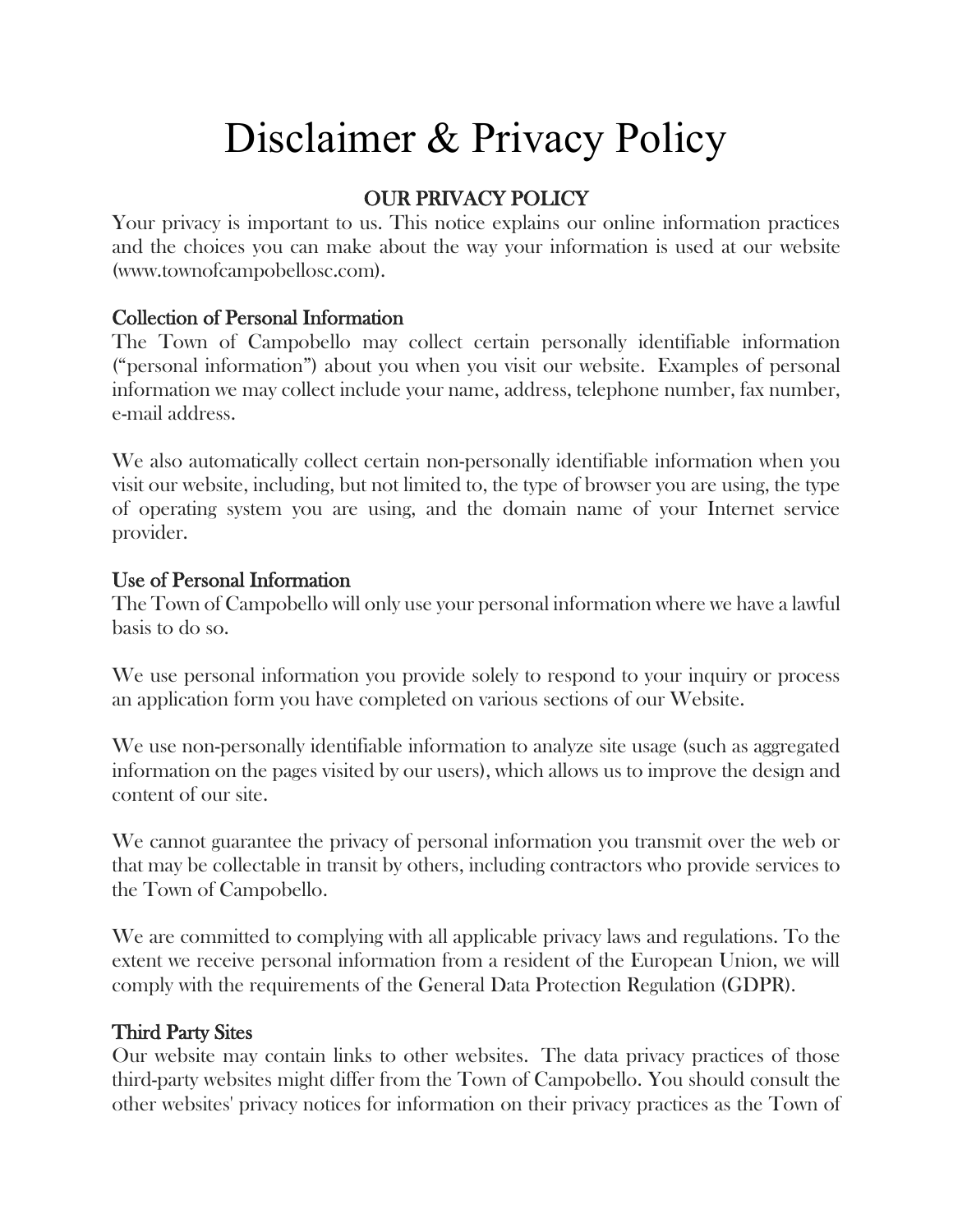# Disclaimer & Privacy Policy

## OUR PRIVACY POLICY

Your privacy is important to us. This notice explains our online information practices and the choices you can make about the way your information is used at our website (www.townofcampobellosc.com).

### Collection of Personal Information

The Town of Campobello may collect certain personally identifiable information ("personal information") about you when you visit our website. Examples of personal information we may collect include your name, address, telephone number, fax number, e-mail address.

We also automatically collect certain non-personally identifiable information when you visit our website, including, but not limited to, the type of browser you are using, the type of operating system you are using, and the domain name of your Internet service provider.

### Use of Personal Information

The Town of Campobello will only use your personal information where we have a lawful basis to do so.

We use personal information you provide solely to respond to your inquiry or process an application form you have completed on various sections of our Website.

We use non-personally identifiable information to analyze site usage (such as aggregated information on the pages visited by our users), which allows us to improve the design and content of our site.

We cannot guarantee the privacy of personal information you transmit over the web or that may be collectable in transit by others, including contractors who provide services to the Town of Campobello.

We are committed to complying with all applicable privacy laws and regulations. To the extent we receive personal information from a resident of the European Union, we will comply with the requirements of the General Data Protection Regulation (GDPR).

### Third Party Sites

Our website may contain links to other websites. The data privacy practices of those third-party websites might differ from the Town of Campobello. You should consult the other websites' privacy notices for information on their privacy practices as the Town of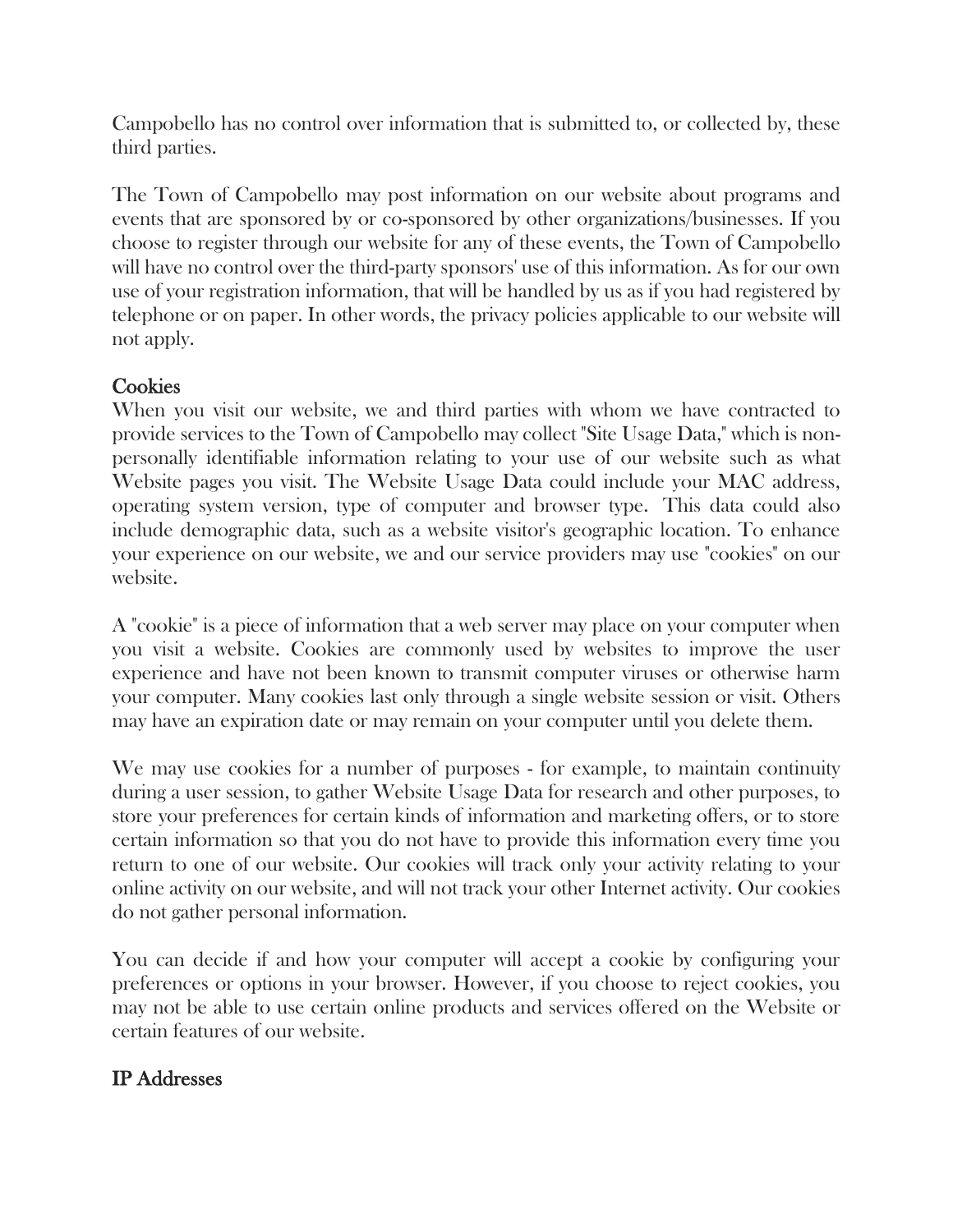Campobello has no control over information that is submitted to, or collected by, these third parties.

The Town of Campobello may post information on our website about programs and events that are sponsored by or co-sponsored by other organizations/businesses. If you choose to register through our website for any of these events, the Town of Campobello will have no control over the third-party sponsors' use of this information. As for our own use of your registration information, that will be handled by us as if you had registered by telephone or on paper. In other words, the privacy policies applicable to our website will not apply.

## Cookies

When you visit our website, we and third parties with whom we have contracted to provide services to the Town of Campobello may collect "Site Usage Data," which is non-personally identifiable information relating to your use of our website such as what Website pages you visit. The Website Usage Data could include your MAC address, operating system version, type of computer and browser type. This data could also include demographic data, such as a website visitor's geographic location. To enhance your experience on our website, we and our service providers may use "cookies" on our website.

A "cookie" is a piece of information that a web server may place on your computer when you visit a website. Cookies are commonly used by websites to improve the user experience and have not been known to transmit computer viruses or otherwise harm your computer. Many cookies last only through a single website session or visit. Others may have an expiration date or may remain on your computer until you delete them.

We may use cookies for a number of purposes - for example, to maintain continuity during a user session, to gather Website Usage Data for research and other purposes, to store your preferences for certain kinds of information and marketing offers, or to store certain information so that you do not have to provide this information every time you return to one of our website. Our cookies will track only your activity relating to your online activity on our website, and will not track your other Internet activity. Our cookies do not gather personal information.

You can decide if and how your computer will accept a cookie by configuring your preferences or options in your browser. However, if you choose to reject cookies, you may not be able to use certain online products and services offered on the Website or certain features of our website.

## IP Addresses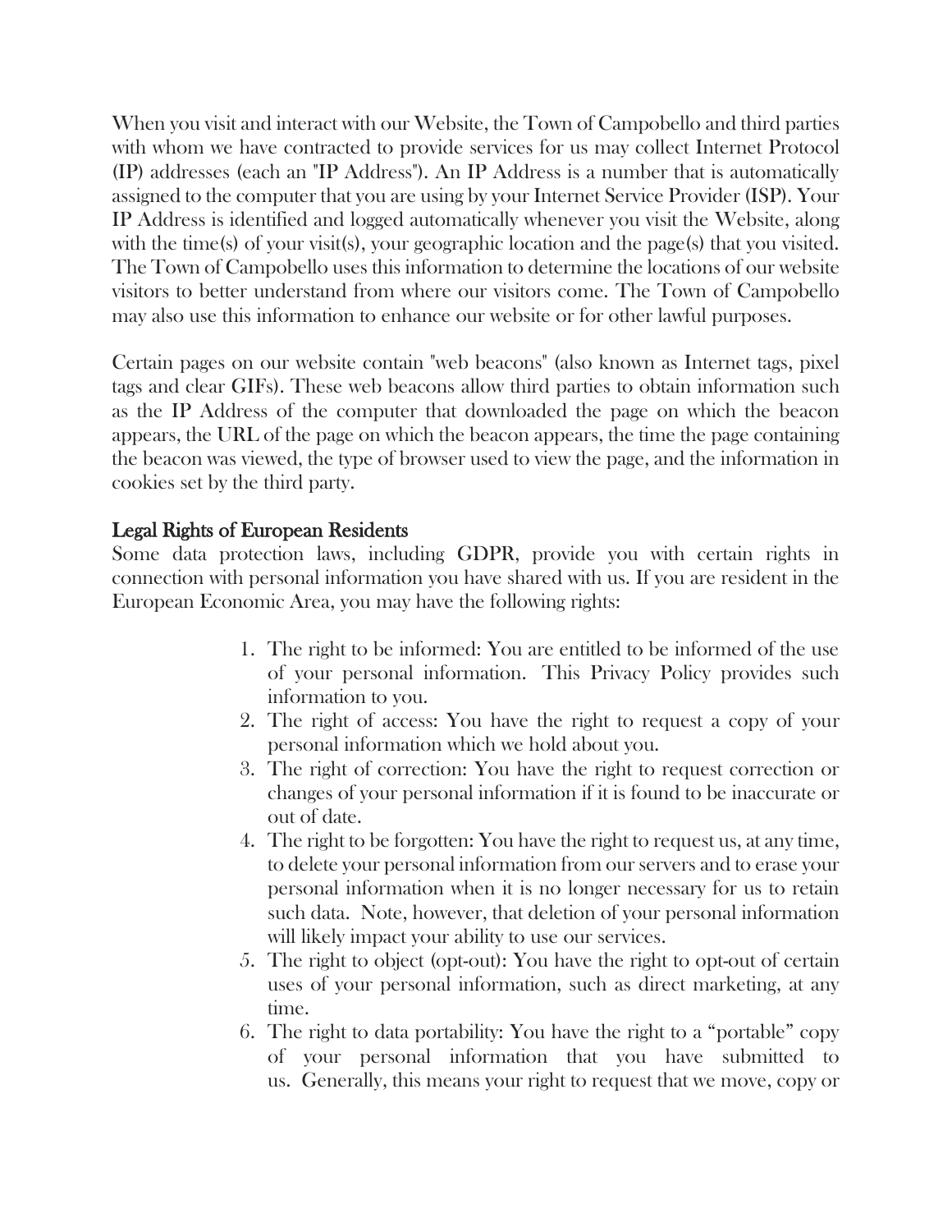When you visit and interact with our Website, the Town of Campobello and third parties with whom we have contracted to provide services for us may collect Internet Protocol (IP) addresses (each an "IP Address"). An IP Address is a number that is automatically assigned to the computer that you are using by your Internet Service Provider (ISP). Your IP Address is identified and logged automatically whenever you visit the Website, along with the time(s) of your visit(s), your geographic location and the page(s) that you visited. The Town of Campobello uses this information to determine the locations of our website visitors to better understand from where our visitors come. The Town of Campobello may also use this information to enhance our website or for other lawful purposes.

Certain pages on our website contain "web beacons" (also known as Internet tags, pixel tags and clear GIFs). These web beacons allow third parties to obtain information such as the IP Address of the computer that downloaded the page on which the beacon appears, the URL of the page on which the beacon appears, the time the page containing the beacon was viewed, the type of browser used to view the page, and the information in cookies set by the third party.

## Legal Rights of European Residents

Some data protection laws, including GDPR, provide you with certain rights in connection with personal information you have shared with us. If you are resident in the European Economic Area, you may have the following rights:

1. The right to be informed: You are entitled to be informed of the use of your personal information. This Privacy Policy provides such information to you.
2. The right of access: You have the right to request a copy of your personal information which we hold about you.
3. The right of correction: You have the right to request correction or changes of your personal information if it is found to be inaccurate or out of date.
4. The right to be forgotten: You have the right to request us, at any time, to delete your personal information from our servers and to erase your personal information when it is no longer necessary for us to retain such data. Note, however, that deletion of your personal information will likely impact your ability to use our services.
5. The right to object (opt-out): You have the right to opt-out of certain uses of your personal information, such as direct marketing, at any time.
6. The right to data portability: You have the right to a "portable" copy of your personal information that you have submitted to us. Generally, this means your right to request that we move, copy or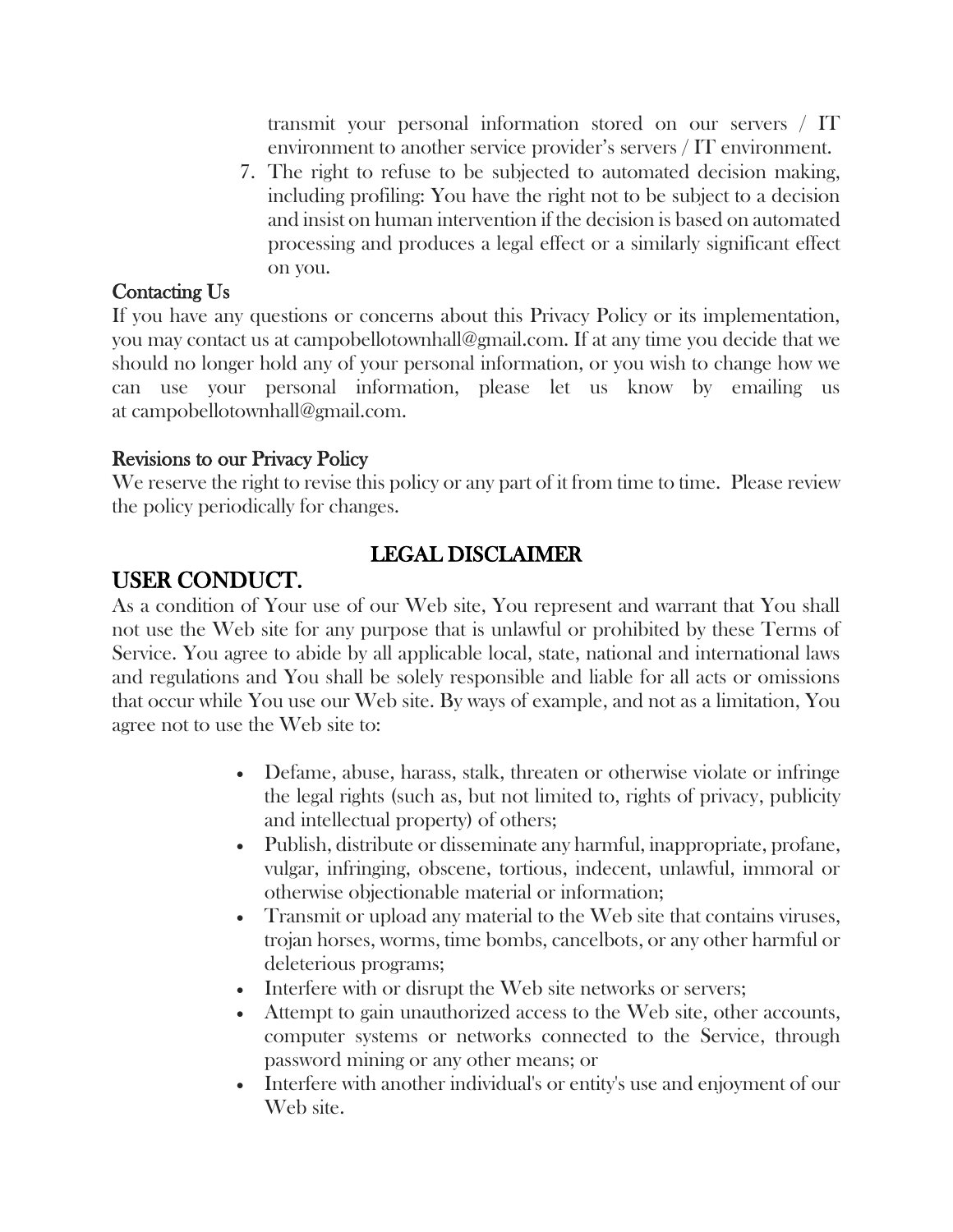transmit your personal information stored on our servers / IT environment to another service provider's servers / IT environment.

7. The right to refuse to be subjected to automated decision making, including profiling: You have the right not to be subject to a decision and insist on human intervention if the decision is based on automated processing and produces a legal effect or a similarly significant effect on you.

### Contacting Us

If you have any questions or concerns about this Privacy Policy or its implementation, you may contact us at campobellotownhall@gmail.com. If at any time you decide that we should no longer hold any of your personal information, or you wish to change how we can use your personal information, please let us know by emailing us at campobellotownhall@gmail.com.

### Revisions to our Privacy Policy

We reserve the right to revise this policy or any part of it from time to time. Please review the policy periodically for changes.

## LEGAL DISCLAIMER

## USER CONDUCT.

As a condition of Your use of our Web site, You represent and warrant that You shall not use the Web site for any purpose that is unlawful or prohibited by these Terms of Service. You agree to abide by all applicable local, state, national and international laws and regulations and You shall be solely responsible and liable for all acts or omissions that occur while You use our Web site. By ways of example, and not as a limitation, You agree not to use the Web site to:

- Defame, abuse, harass, stalk, threaten or otherwise violate or infringe the legal rights (such as, but not limited to, rights of privacy, publicity and intellectual property) of others;
- Publish, distribute or disseminate any harmful, inappropriate, profane, vulgar, infringing, obscene, tortious, indecent, unlawful, immoral or otherwise objectionable material or information;
- Transmit or upload any material to the Web site that contains viruses, trojan horses, worms, time bombs, cancelbots, or any other harmful or deleterious programs;
- Interfere with or disrupt the Web site networks or servers;
- Attempt to gain unauthorized access to the Web site, other accounts, computer systems or networks connected to the Service, through password mining or any other means; or
- Interfere with another individual's or entity's use and enjoyment of our Web site.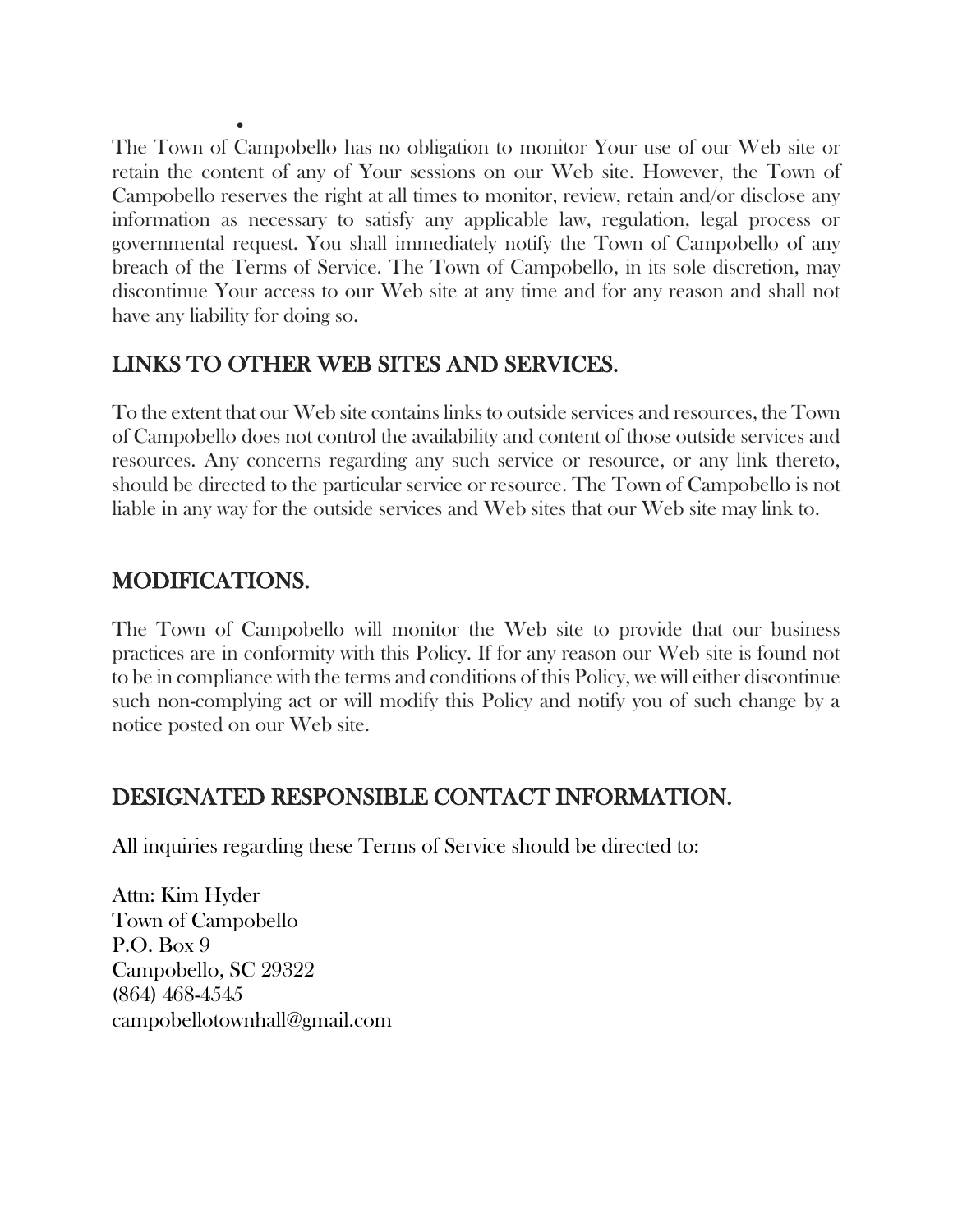The Town of Campobello has no obligation to monitor Your use of our Web site or retain the content of any of Your sessions on our Web site. However, the Town of Campobello reserves the right at all times to monitor, review, retain and/or disclose any information as necessary to satisfy any applicable law, regulation, legal process or governmental request. You shall immediately notify the Town of Campobello of any breach of the Terms of Service. The Town of Campobello, in its sole discretion, may discontinue Your access to our Web site at any time and for any reason and shall not have any liability for doing so.

## LINKS TO OTHER WEB SITES AND SERVICES.

To the extent that our Web site contains links to outside services and resources, the Town of Campobello does not control the availability and content of those outside services and resources. Any concerns regarding any such service or resource, or any link thereto, should be directed to the particular service or resource. The Town of Campobello is not liable in any way for the outside services and Web sites that our Web site may link to.

## MODIFICATIONS.

The Town of Campobello will monitor the Web site to provide that our business practices are in conformity with this Policy. If for any reason our Web site is found not to be in compliance with the terms and conditions of this Policy, we will either discontinue such non-complying act or will modify this Policy and notify you of such change by a notice posted on our Web site.

## DESIGNATED RESPONSIBLE CONTACT INFORMATION.

All inquiries regarding these Terms of Service should be directed to:

Attn: Kim Hyder
Town of Campobello
P.O. Box 9
Campobello, SC 29322
(864) 468-4545
campobellotownhall@gmail.com